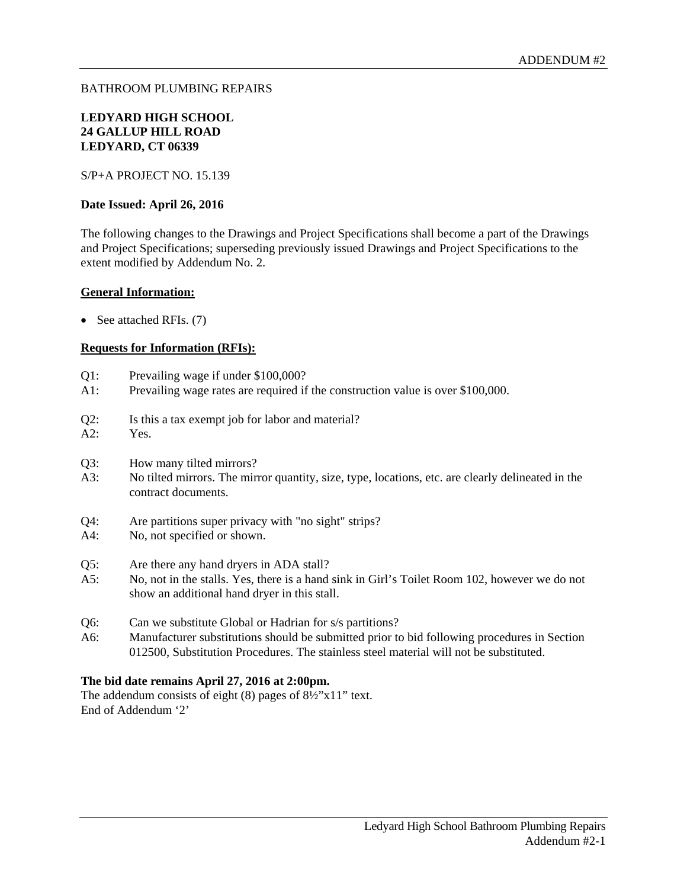ADDENDUM #2

BATHROOM PLUMBING REPAIRS

**LEDYARD HIGH SCHOOL**
**24 GALLUP HILL ROAD**
**LEDYARD, CT 06339**

S/P+A PROJECT NO. 15.139

**Date Issued: April 26, 2016**

The following changes to the Drawings and Project Specifications shall become a part of the Drawings and Project Specifications; superseding previously issued Drawings and Project Specifications to the extent modified by Addendum No. 2.

**General Information:**

- See attached RFIs. (7)

**Requests for Information (RFIs):**

Q1: Prevailing wage if under $100,000?
A1: Prevailing wage rates are required if the construction value is over $100,000.

Q2: Is this a tax exempt job for labor and material?
A2: Yes.

Q3: How many tilted mirrors?
A3: No tilted mirrors. The mirror quantity, size, type, locations, etc. are clearly delineated in the contract documents.

Q4: Are partitions super privacy with "no sight" strips?
A4: No, not specified or shown.

Q5: Are there any hand dryers in ADA stall?
A5: No, not in the stalls. Yes, there is a hand sink in Girl's Toilet Room 102, however we do not show an additional hand dryer in this stall.

Q6: Can we substitute Global or Hadrian for s/s partitions?
A6: Manufacturer substitutions should be submitted prior to bid following procedures in Section 012500, Substitution Procedures. The stainless steel material will not be substituted.

**The bid date remains April 27, 2016 at 2:00pm.**
The addendum consists of eight (8) pages of 8½"x11" text.
End of Addendum '2'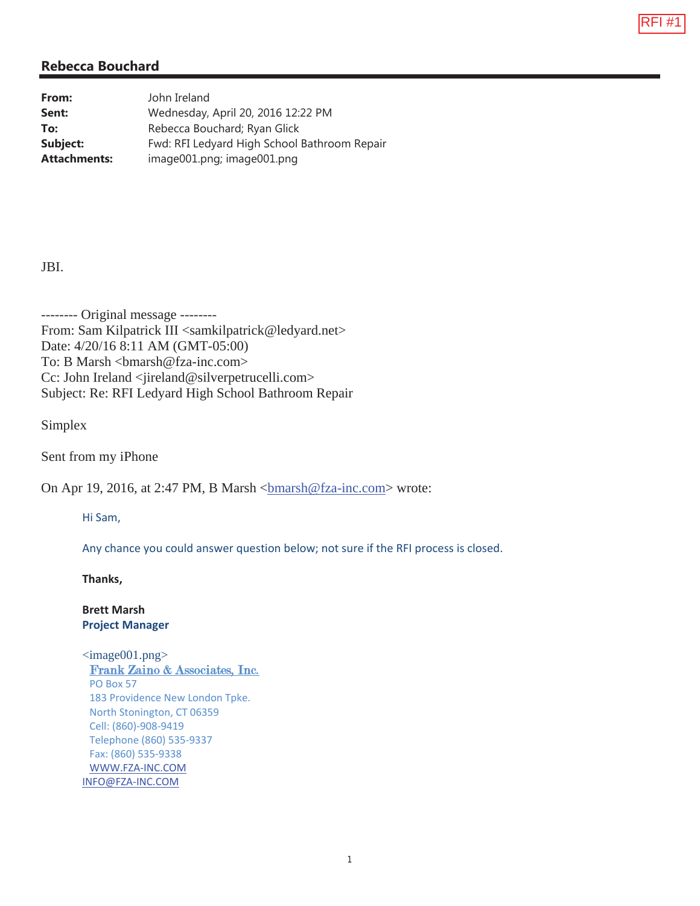RFI #1

**Rebecca Bouchard**

---

| | |
|---|---|
| **From:** | John Ireland |
| **Sent:** | Wednesday, April 20, 2016 12:22 PM |
| **To:** | Rebecca Bouchard; Ryan Glick |
| **Subject:** | Fwd: RFI Ledyard High School Bathroom Repair |
| **Attachments:** | image001.png; image001.png |

JBI.

-------- Original message --------
From: Sam Kilpatrick III <samkilpatrick@ledyard.net>
Date: 4/20/16 8:11 AM (GMT-05:00)
To: B Marsh <bmarsh@fza-inc.com>
Cc: John Ireland <jireland@silverpetrucelli.com>
Subject: Re: RFI Ledyard High School Bathroom Repair

Simplex

Sent from my iPhone

On Apr 19, 2016, at 2:47 PM, B Marsh <bmarsh@fza-inc.com> wrote:

> Hi Sam,
>
> Any chance you could answer question below; not sure if the RFI process is closed.
>
> **Thanks,**
>
> **Brett Marsh**
> **Project Manager**
>
> <image001.png>
> Frank Zaino & Associates, Inc.
> PO Box 57
> 183 Providence New London Tpke.
> North Stonington, CT 06359
> Cell: (860)-908-9419
> Telephone (860) 535-9337
> Fax: (860) 535-9338
> WWW.FZA-INC.COM
> INFO@FZA-INC.COM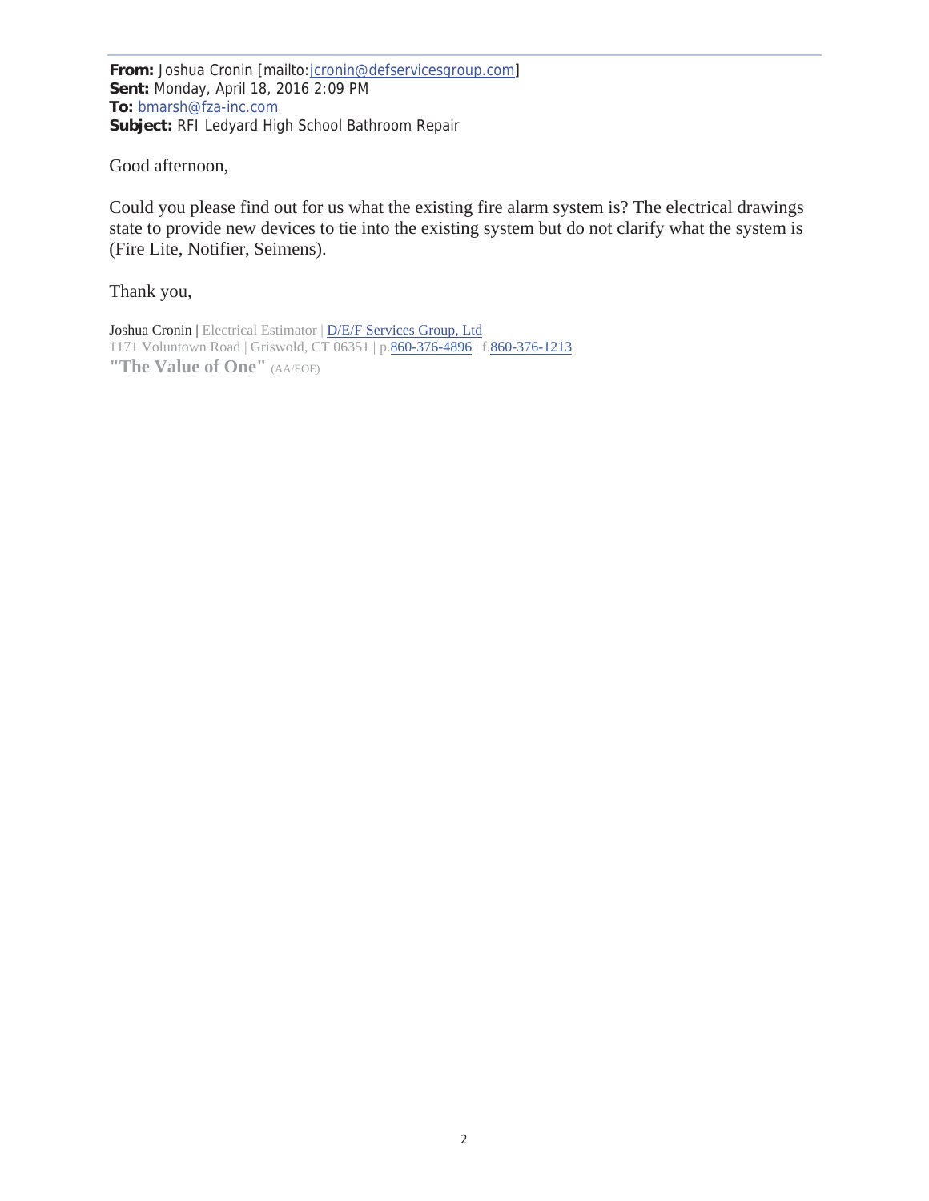**From:** Joshua Cronin [mailto:jcronin@defservicesgroup.com]
**Sent:** Monday, April 18, 2016 2:09 PM
**To:** bmarsh@fza-inc.com
**Subject:** RFI Ledyard High School Bathroom Repair

Good afternoon,

Could you please find out for us what the existing fire alarm system is? The electrical drawings state to provide new devices to tie into the existing system but do not clarify what the system is (Fire Lite, Notifier, Seimens).

Thank you,

Joshua Cronin | Electrical Estimator | D/E/F Services Group, Ltd
1171 Voluntown Road | Griswold, CT 06351 | p.860-376-4896 | f.860-376-1213
**"The Value of One"** (AA/EOE)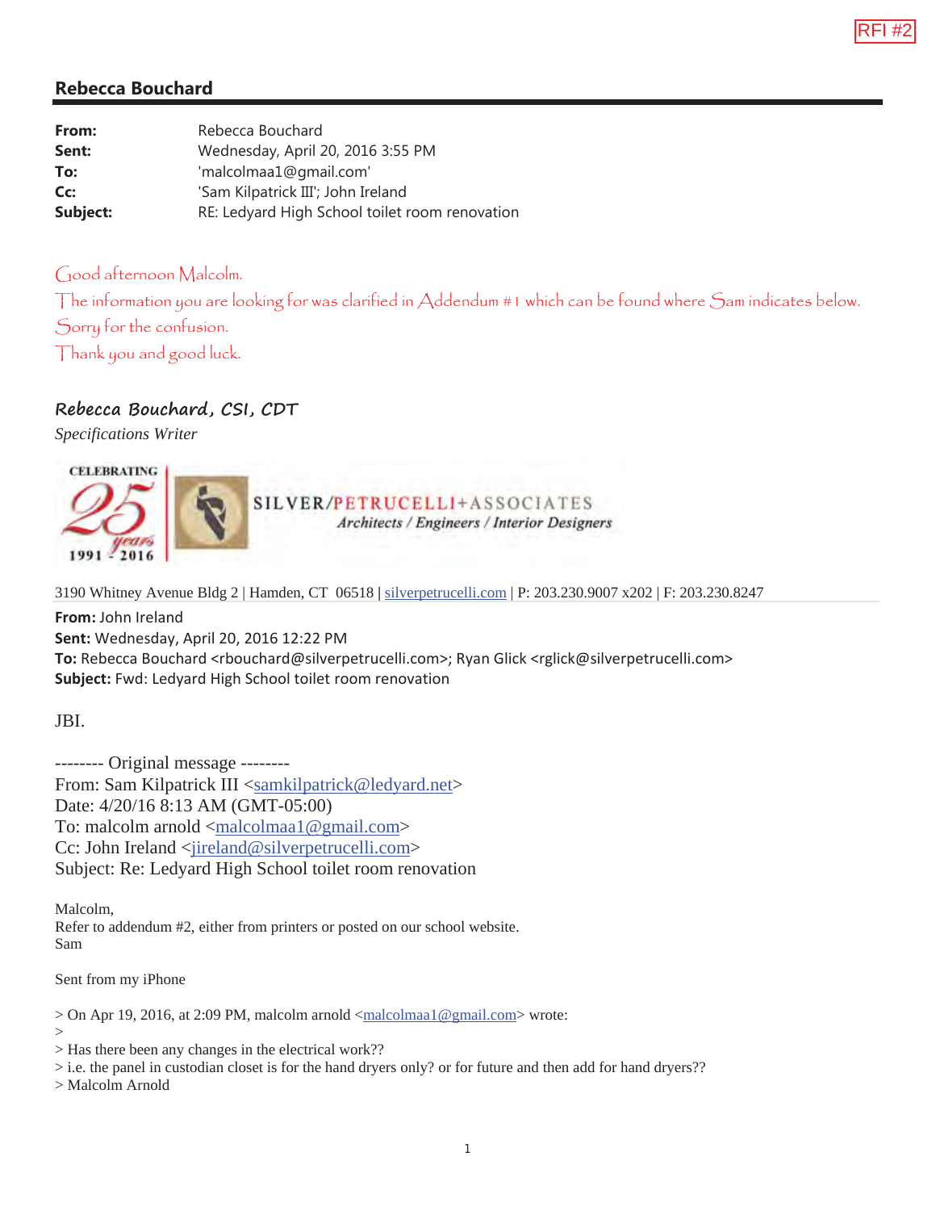RFI #2

## Rebecca Bouchard

| | |
|---|---|
| **From:** | Rebecca Bouchard |
| **Sent:** | Wednesday, April 20, 2016 3:55 PM |
| **To:** | 'malcolmaa1@gmail.com' |
| **Cc:** | 'Sam Kilpatrick III'; John Ireland |
| **Subject:** | RE: Ledyard High School toilet room renovation |

Good afternoon Malcolm.

The information you are looking for was clarified in Addendum #1 which can be found where Sam indicates below.

Sorry for the confusion.

Thank you and good luck.

**Rebecca Bouchard, CSI, CDT**

*Specifications Writer*

CELEBRATING 25 years 1991 - 2016

SILVER/PETRUCELLI+ASSOCIATES

*Architects / Engineers / Interior Designers*

3190 Whitney Avenue Bldg 2 | Hamden, CT 06518 | silverpetrucelli.com | P: 203.230.9007 x202 | F: 203.230.8247

**From:** John Ireland
**Sent:** Wednesday, April 20, 2016 12:22 PM
**To:** Rebecca Bouchard <rbouchard@silverpetrucelli.com>; Ryan Glick <rglick@silverpetrucelli.com>
**Subject:** Fwd: Ledyard High School toilet room renovation

JBI.

-------- Original message --------
From: Sam Kilpatrick III <samkilpatrick@ledyard.net>
Date: 4/20/16 8:13 AM (GMT-05:00)
To: malcolm arnold <malcolmaa1@gmail.com>
Cc: John Ireland <jireland@silverpetrucelli.com>
Subject: Re: Ledyard High School toilet room renovation

Malcolm,
Refer to addendum #2, either from printers or posted on our school website.
Sam

Sent from my iPhone

> On Apr 19, 2016, at 2:09 PM, malcolm arnold <malcolmaa1@gmail.com> wrote:
>
> Has there been any changes in the electrical work??
> i.e. the panel in custodian closet is for the hand dryers only? or for future and then add for hand dryers??
> Malcolm Arnold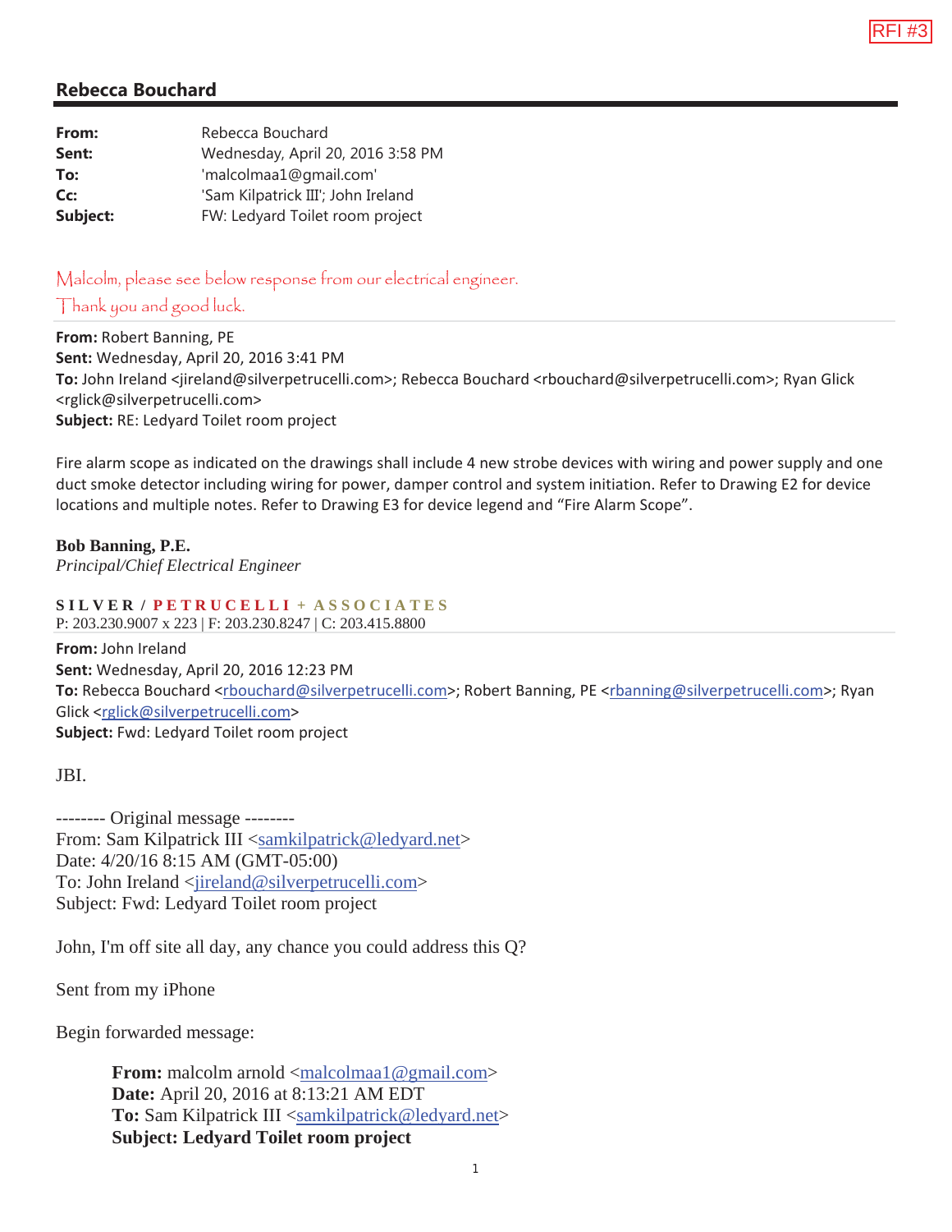RFI #3

## Rebecca Bouchard

| | |
|---|---|
| **From:** | Rebecca Bouchard |
| **Sent:** | Wednesday, April 20, 2016 3:58 PM |
| **To:** | 'malcolmaa1@gmail.com' |
| **Cc:** | 'Sam Kilpatrick III'; John Ireland |
| **Subject:** | FW: Ledyard Toilet room project |

Malcolm, please see below response from our electrical engineer.

Thank you and good luck.

---

**From:** Robert Banning, PE
**Sent:** Wednesday, April 20, 2016 3:41 PM
**To:** John Ireland <jireland@silverpetrucelli.com>; Rebecca Bouchard <rbouchard@silverpetrucelli.com>; Ryan Glick <rglick@silverpetrucelli.com>
**Subject:** RE: Ledyard Toilet room project

Fire alarm scope as indicated on the drawings shall include 4 new strobe devices with wiring and power supply and one duct smoke detector including wiring for power, damper control and system initiation. Refer to Drawing E2 for device locations and multiple notes. Refer to Drawing E3 for device legend and "Fire Alarm Scope".

**Bob Banning, P.E.**
*Principal/Chief Electrical Engineer*

**SILVER / PETRUCELLI + ASSOCIATES**
P: 203.230.9007 x 223 | F: 203.230.8247 | C: 203.415.8800

---

**From:** John Ireland
**Sent:** Wednesday, April 20, 2016 12:23 PM
**To:** Rebecca Bouchard <rbouchard@silverpetrucelli.com>; Robert Banning, PE <rbanning@silverpetrucelli.com>; Ryan Glick <rglick@silverpetrucelli.com>
**Subject:** Fwd: Ledyard Toilet room project

JBI.

-------- Original message --------
From: Sam Kilpatrick III <samkilpatrick@ledyard.net>
Date: 4/20/16 8:15 AM (GMT-05:00)
To: John Ireland <jireland@silverpetrucelli.com>
Subject: Fwd: Ledyard Toilet room project

John, I'm off site all day, any chance you could address this Q?

Sent from my iPhone

Begin forwarded message:

> **From:** malcolm arnold <malcolmaa1@gmail.com>
> **Date:** April 20, 2016 at 8:13:21 AM EDT
> **To:** Sam Kilpatrick III <samkilpatrick@ledyard.net>
> **Subject: Ledyard Toilet room project**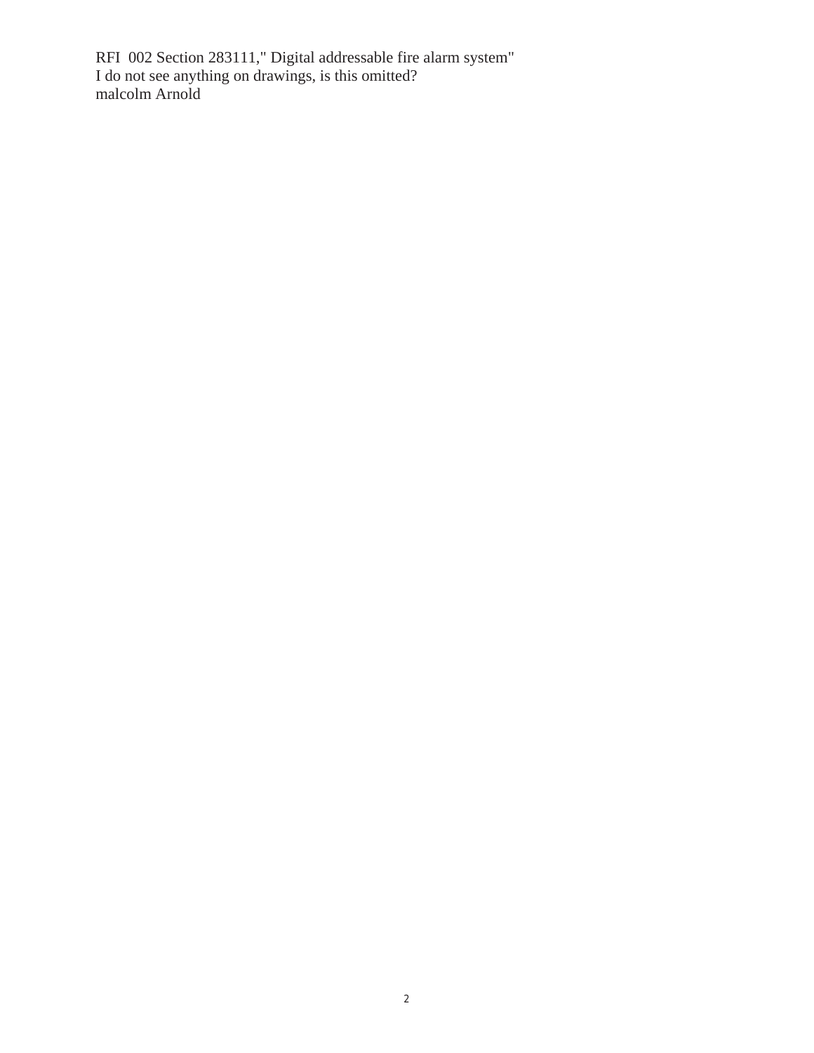RFI  002 Section 283111," Digital addressable fire alarm system"
I do not see anything on drawings, is this omitted?
malcolm Arnold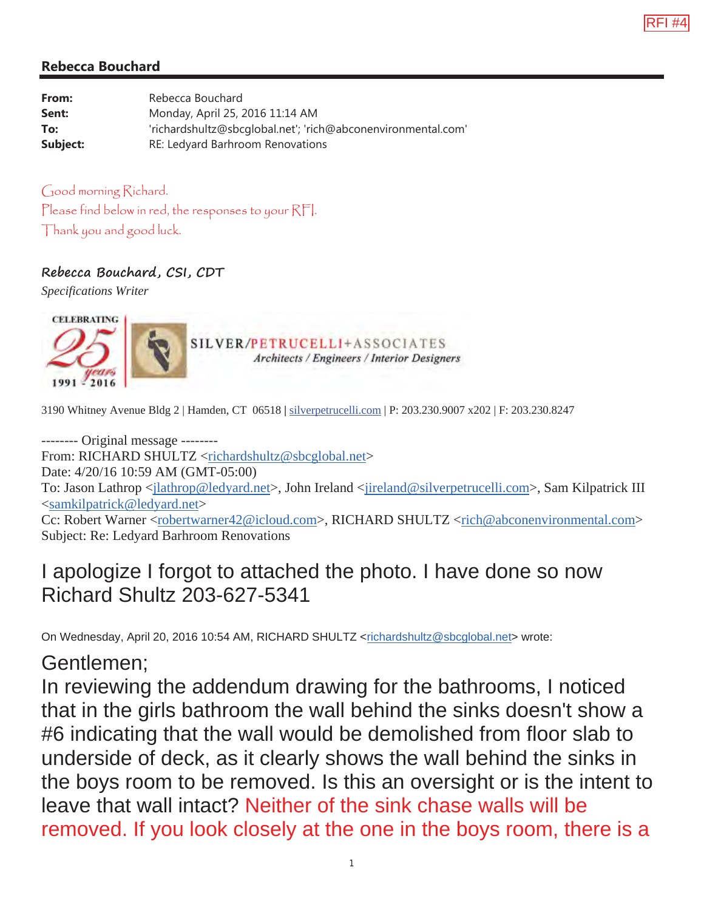RFI #4

## Rebecca Bouchard

**From:** Rebecca Bouchard
**Sent:** Monday, April 25, 2016 11:14 AM
**To:** 'richardshultz@sbcglobal.net'; 'rich@abconenvironmental.com'
**Subject:** RE: Ledyard Barhroom Renovations

Good morning Richard.
Please find below in red, the responses to your RFI.
Thank you and good luck.

**Rebecca Bouchard, CSI, CDT**
*Specifications Writer*

CELEBRATING 25 years 1991 - 2016

SILVER/PETRUCELLI+ASSOCIATES
*Architects / Engineers / Interior Designers*

3190 Whitney Avenue Bldg 2 | Hamden, CT 06518 | silverpetrucelli.com | P: 203.230.9007 x202 | F: 203.230.8247

-------- Original message --------
From: RICHARD SHULTZ <richardshultz@sbcglobal.net>
Date: 4/20/16 10:59 AM (GMT-05:00)
To: Jason Lathrop <jlathrop@ledyard.net>, John Ireland <jireland@silverpetrucelli.com>, Sam Kilpatrick III <samkilpatrick@ledyard.net>
Cc: Robert Warner <robertwarner42@icloud.com>, RICHARD SHULTZ <rich@abconenvironmental.com>
Subject: Re: Ledyard Barhroom Renovations

I apologize I forgot to attached the photo. I have done so now
Richard Shultz 203-627-5341

On Wednesday, April 20, 2016 10:54 AM, RICHARD SHULTZ <richardshultz@sbcglobal.net> wrote:

Gentlemen;
In reviewing the addendum drawing for the bathrooms, I noticed that in the girls bathroom the wall behind the sinks doesn't show a #6 indicating that the wall would be demolished from floor slab to underside of deck, as it clearly shows the wall behind the sinks in the boys room to be removed. Is this an oversight or is the intent to leave that wall intact? Neither of the sink chase walls will be removed. If you look closely at the one in the boys room, there is a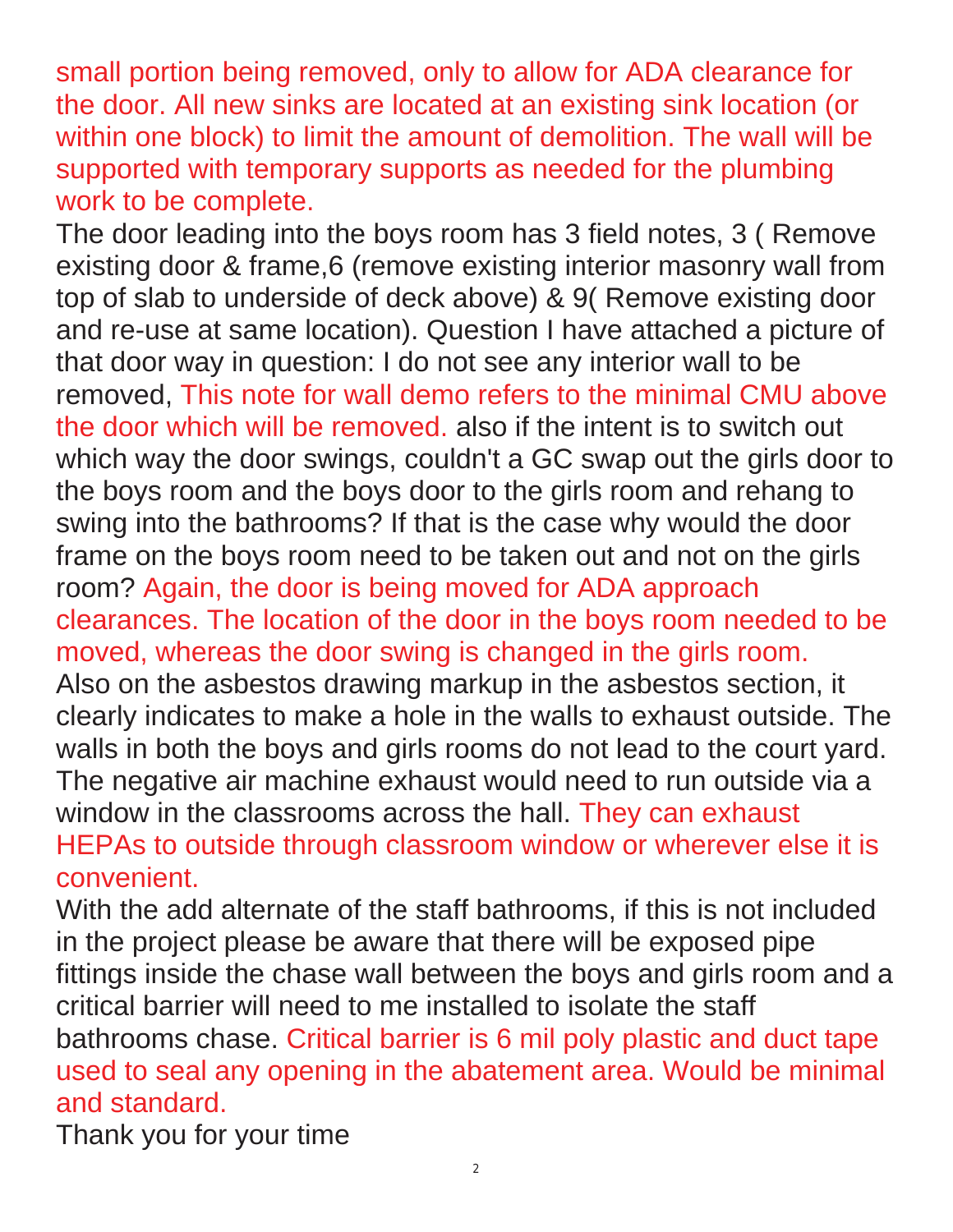small portion being removed, only to allow for ADA clearance for the door. All new sinks are located at an existing sink location (or within one block) to limit the amount of demolition. The wall will be supported with temporary supports as needed for the plumbing work to be complete.

The door leading into the boys room has 3 field notes, 3 ( Remove existing door & frame,6 (remove existing interior masonry wall from top of slab to underside of deck above) & 9( Remove existing door and re-use at same location). Question I have attached a picture of that door way in question: I do not see any interior wall to be removed, This note for wall demo refers to the minimal CMU above the door which will be removed. also if the intent is to switch out which way the door swings, couldn't a GC swap out the girls door to the boys room and the boys door to the girls room and rehang to swing into the bathrooms? If that is the case why would the door frame on the boys room need to be taken out and not on the girls room? Again, the door is being moved for ADA approach clearances. The location of the door in the boys room needed to be moved, whereas the door swing is changed in the girls room.

Also on the asbestos drawing markup in the asbestos section, it clearly indicates to make a hole in the walls to exhaust outside. The walls in both the boys and girls rooms do not lead to the court yard. The negative air machine exhaust would need to run outside via a window in the classrooms across the hall. They can exhaust HEPAs to outside through classroom window or wherever else it is convenient.

With the add alternate of the staff bathrooms, if this is not included in the project please be aware that there will be exposed pipe fittings inside the chase wall between the boys and girls room and a critical barrier will need to me installed to isolate the staff bathrooms chase. Critical barrier is 6 mil poly plastic and duct tape used to seal any opening in the abatement area. Would be minimal and standard.

Thank you for your time